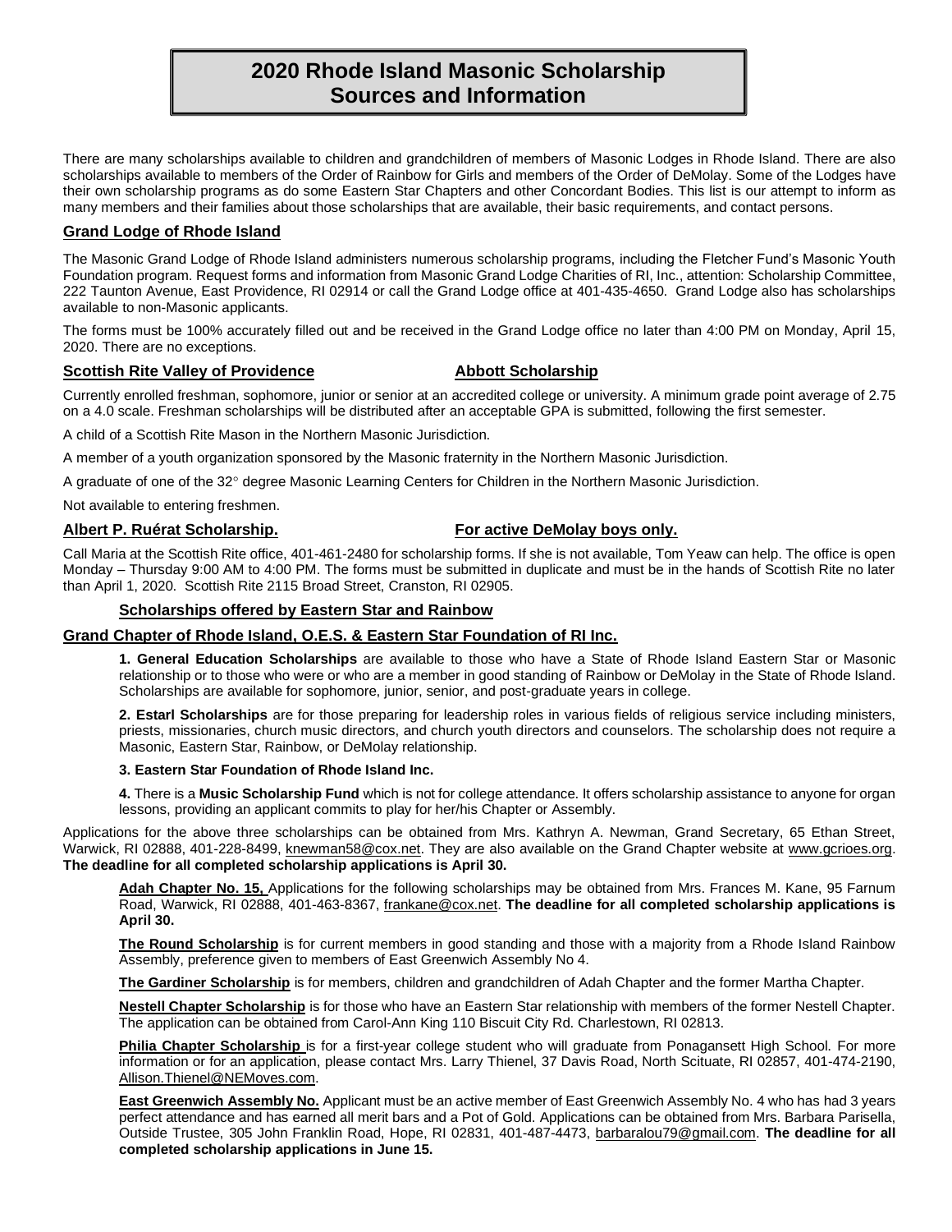# 2020 Rhode Island Masonic Scholarship Sources and Information

There are many scholarships available to children and grandchildren of members of Masonic Lodges in Rhode Island. There are also scholarships available to members of the Order of Rainbow for Girls and members of the Order of DeMolay. Some of the Lodges have their own scholarship programs as do some Eastern Star Chapters and other Concordant Bodies. This list is our attempt to inform as many members and their families about those scholarships that are available, their basic requirements, and contact persons.

## Grand Lodge of Rhode Island

The Masonic Grand Lodge of Rhode Island administers numerous scholarship programs, including the Fletcher Fund's Masonic Youth Foundation program. Request forms and information from Masonic Grand Lodge Charities of RI, Inc., attention: Scholarship Committee, 222 Taunton Avenue, East Providence, RI 02914 or call the Grand Lodge office at 401-435-4650. Grand Lodge also has scholarships available to non-Masonic applicants.

The forms must be 100% accurately filled out and be received in the Grand Lodge office no later than 4:00 PM on Monday, April 15, 2020. There are no exceptions.

## Scottish Rite Valley of Providence — Abbott Scholarship

Currently enrolled freshman, sophomore, junior or senior at an accredited college or university. A minimum grade point average of 2.75 on a 4.0 scale. Freshman scholarships will be distributed after an acceptable GPA is submitted, following the first semester.

A child of a Scottish Rite Mason in the Northern Masonic Jurisdiction.

A member of a youth organization sponsored by the Masonic fraternity in the Northern Masonic Jurisdiction.

A graduate of one of the 32° degree Masonic Learning Centers for Children in the Northern Masonic Jurisdiction.

Not available to entering freshmen.

## Albert P. Ruérat Scholarship. — For active DeMolay boys only.

Call Maria at the Scottish Rite office, 401-461-2480 for scholarship forms. If she is not available, Tom Yeaw can help. The office is open Monday – Thursday 9:00 AM to 4:00 PM. The forms must be submitted in duplicate and must be in the hands of Scottish Rite no later than April 1, 2020. Scottish Rite 2115 Broad Street, Cranston, RI 02905.

## Scholarships offered by Eastern Star and Rainbow

### Grand Chapter of Rhode Island, O.E.S. & Eastern Star Foundation of RI Inc.

**1. General Education Scholarships** are available to those who have a State of Rhode Island Eastern Star or Masonic relationship or to those who were or who are a member in good standing of Rainbow or DeMolay in the State of Rhode Island. Scholarships are available for sophomore, junior, senior, and post-graduate years in college.

**2. Estarl Scholarships** are for those preparing for leadership roles in various fields of religious service including ministers, priests, missionaries, church music directors, and church youth directors and counselors. The scholarship does not require a Masonic, Eastern Star, Rainbow, or DeMolay relationship.

**3. Eastern Star Foundation of Rhode Island Inc.**

**4.** There is a **Music Scholarship Fund** which is not for college attendance. It offers scholarship assistance to anyone for organ lessons, providing an applicant commits to play for her/his Chapter or Assembly.

Applications for the above three scholarships can be obtained from Mrs. Kathryn A. Newman, Grand Secretary, 65 Ethan Street, Warwick, RI 02888, 401-228-8499, knewman58@cox.net. They are also available on the Grand Chapter website at www.gcrioes.org. **The deadline for all completed scholarship applications is April 30.**

**Adah Chapter No. 15,** Applications for the following scholarships may be obtained from Mrs. Frances M. Kane, 95 Farnum Road, Warwick, RI 02888, 401-463-8367, frankane@cox.net. **The deadline for all completed scholarship applications is April 30.**

**The Round Scholarship** is for current members in good standing and those with a majority from a Rhode Island Rainbow Assembly, preference given to members of East Greenwich Assembly No 4.

**The Gardiner Scholarship** is for members, children and grandchildren of Adah Chapter and the former Martha Chapter.

**Nestell Chapter Scholarship** is for those who have an Eastern Star relationship with members of the former Nestell Chapter. The application can be obtained from Carol-Ann King 110 Biscuit City Rd. Charlestown, RI 02813.

**Philia Chapter Scholarship** is for a first-year college student who will graduate from Ponagansett High School. For more information or for an application, please contact Mrs. Larry Thienel, 37 Davis Road, North Scituate, RI 02857, 401-474-2190, Allison.Thienel@NEMoves.com.

**East Greenwich Assembly No.** Applicant must be an active member of East Greenwich Assembly No. 4 who has had 3 years perfect attendance and has earned all merit bars and a Pot of Gold. Applications can be obtained from Mrs. Barbara Parisella, Outside Trustee, 305 John Franklin Road, Hope, RI 02831, 401-487-4473, barbaralou79@gmail.com. **The deadline for all completed scholarship applications in June 15.**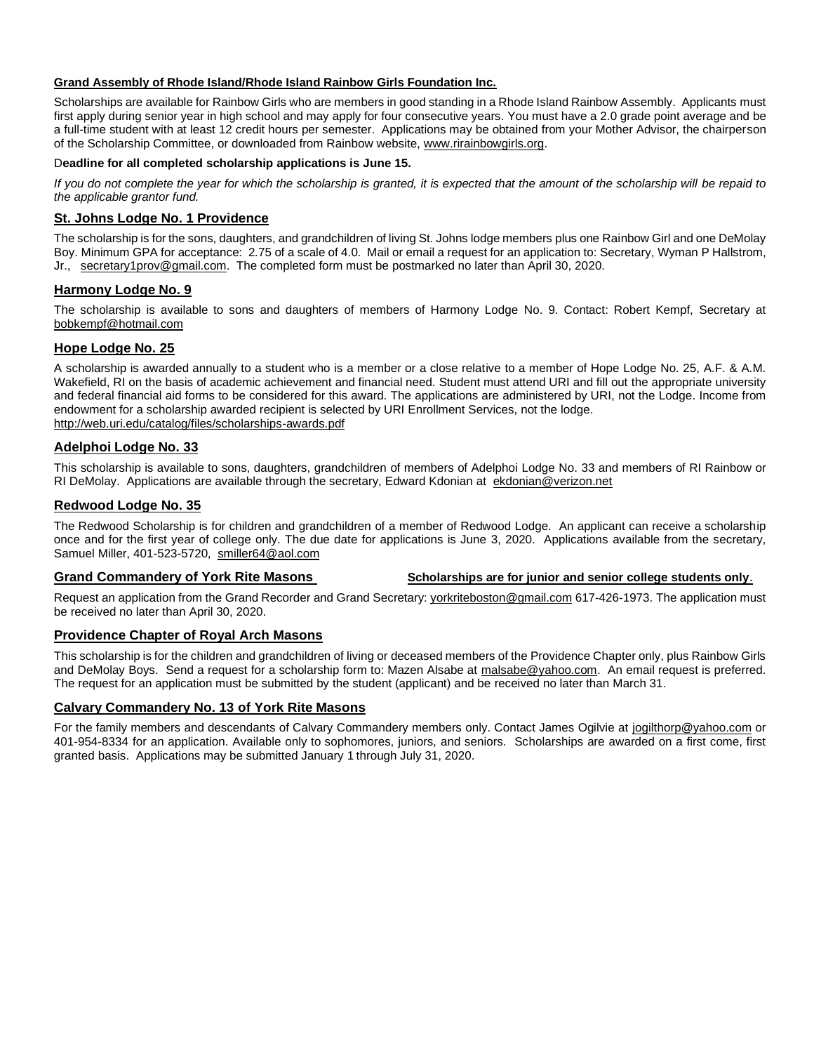**Grand Assembly of Rhode Island/Rhode Island Rainbow Girls Foundation Inc.**

Scholarships are available for Rainbow Girls who are members in good standing in a Rhode Island Rainbow Assembly. Applicants must first apply during senior year in high school and may apply for four consecutive years. You must have a 2.0 grade point average and be a full-time student with at least 12 credit hours per semester. Applications may be obtained from your Mother Advisor, the chairperson of the Scholarship Committee, or downloaded from Rainbow website, www.rirainbowgirls.org.

D**eadline for all completed scholarship applications is June 15.**

*If you do not complete the year for which the scholarship is granted, it is expected that the amount of the scholarship will be repaid to the applicable grantor fund.*

## St. Johns Lodge No. 1 Providence

The scholarship is for the sons, daughters, and grandchildren of living St. Johns lodge members plus one Rainbow Girl and one DeMolay Boy. Minimum GPA for acceptance: 2.75 of a scale of 4.0. Mail or email a request for an application to: Secretary, Wyman P Hallstrom, Jr., secretary1prov@gmail.com. The completed form must be postmarked no later than April 30, 2020.

## Harmony Lodge No. 9

The scholarship is available to sons and daughters of members of Harmony Lodge No. 9. Contact: Robert Kempf, Secretary at bobkempf@hotmail.com

## Hope Lodge No. 25

A scholarship is awarded annually to a student who is a member or a close relative to a member of Hope Lodge No. 25, A.F. & A.M. Wakefield, RI on the basis of academic achievement and financial need. Student must attend URI and fill out the appropriate university and federal financial aid forms to be considered for this award. The applications are administered by URI, not the Lodge. Income from endowment for a scholarship awarded recipient is selected by URI Enrollment Services, not the lodge.
http://web.uri.edu/catalog/files/scholarships-awards.pdf

## Adelphoi Lodge No. 33

This scholarship is available to sons, daughters, grandchildren of members of Adelphoi Lodge No. 33 and members of RI Rainbow or RI DeMolay. Applications are available through the secretary, Edward Kdonian at ekdonian@verizon.net

## Redwood Lodge No. 35

The Redwood Scholarship is for children and grandchildren of a member of Redwood Lodge. An applicant can receive a scholarship once and for the first year of college only. The due date for applications is June 3, 2020. Applications available from the secretary, Samuel Miller, 401-523-5720, smiller64@aol.com

## Grand Commandery of York Rite Masons

**Scholarships are for junior and senior college students only**.

Request an application from the Grand Recorder and Grand Secretary: yorkriteboston@gmail.com 617-426-1973. The application must be received no later than April 30, 2020.

## Providence Chapter of Royal Arch Masons

This scholarship is for the children and grandchildren of living or deceased members of the Providence Chapter only, plus Rainbow Girls and DeMolay Boys. Send a request for a scholarship form to: Mazen Alsabe at malsabe@yahoo.com. An email request is preferred. The request for an application must be submitted by the student (applicant) and be received no later than March 31.

## Calvary Commandery No. 13 of York Rite Masons

For the family members and descendants of Calvary Commandery members only. Contact James Ogilvie at jogilthorp@yahoo.com or 401-954-8334 for an application. Available only to sophomores, juniors, and seniors. Scholarships are awarded on a first come, first granted basis. Applications may be submitted January 1 through July 31, 2020.